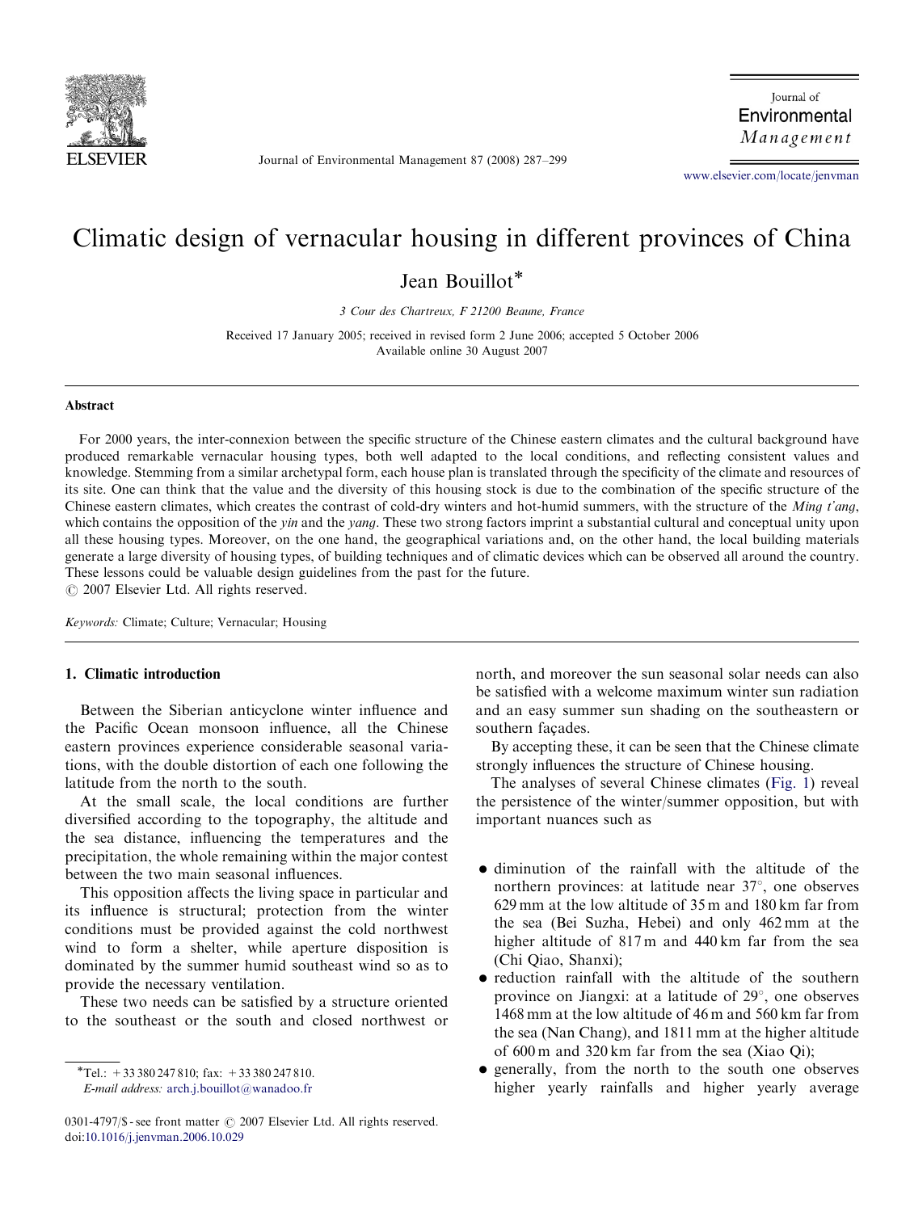# Climatic design of vernacular housing in different provinces of China

Jean Bouillot*

*3 Cour des Chartreux, F 21200 Beaune, France*

Received 17 January 2005; received in revised form 2 June 2006; accepted 5 October 2006
Available online 30 August 2007

## Abstract

For 2000 years, the inter-connexion between the specific structure of the Chinese eastern climates and the cultural background have produced remarkable vernacular housing types, both well adapted to the local conditions, and reflecting consistent values and knowledge. Stemming from a similar archetypal form, each house plan is translated through the specificity of the climate and resources of its site. One can think that the value and the diversity of this housing stock is due to the combination of the specific structure of the Chinese eastern climates, which creates the contrast of cold-dry winters and hot-humid summers, with the structure of the *Ming t'ang*, which contains the opposition of the *yin* and the *yang*. These two strong factors imprint a substantial cultural and conceptual unity upon all these housing types. Moreover, on the one hand, the geographical variations and, on the other hand, the local building materials generate a large diversity of housing types, of building techniques and of climatic devices which can be observed all around the country. These lessons could be valuable design guidelines from the past for the future.

© 2007 Elsevier Ltd. All rights reserved.

*Keywords:* Climate; Culture; Vernacular; Housing

## 1. Climatic introduction

Between the Siberian anticyclone winter influence and the Pacific Ocean monsoon influence, all the Chinese eastern provinces experience considerable seasonal variations, with the double distortion of each one following the latitude from the north to the south.

At the small scale, the local conditions are further diversified according to the topography, the altitude and the sea distance, influencing the temperatures and the precipitation, the whole remaining within the major contest between the two main seasonal influences.

This opposition affects the living space in particular and its influence is structural; protection from the winter conditions must be provided against the cold northwest wind to form a shelter, while aperture disposition is dominated by the summer humid southeast wind so as to provide the necessary ventilation.

These two needs can be satisfied by a structure oriented to the southeast or the south and closed northwest or north, and moreover the sun seasonal solar needs can also be satisfied with a welcome maximum winter sun radiation and an easy summer sun shading on the southeastern or southern façades.

By accepting these, it can be seen that the Chinese climate strongly influences the structure of Chinese housing.

The analyses of several Chinese climates (Fig. 1) reveal the persistence of the winter/summer opposition, but with important nuances such as

- diminution of the rainfall with the altitude of the northern provinces: at latitude near 37°, one observes 629 mm at the low altitude of 35 m and 180 km far from the sea (Bei Suzha, Hebei) and only 462 mm at the higher altitude of 817 m and 440 km far from the sea (Chi Qiao, Shanxi);
- reduction rainfall with the altitude of the southern province on Jiangxi: at a latitude of 29°, one observes 1468 mm at the low altitude of 46 m and 560 km far from the sea (Nan Chang), and 1811 mm at the higher altitude of 600 m and 320 km far from the sea (Xiao Qi);
- generally, from the north to the south one observes higher yearly rainfalls and higher yearly average

---

*Tel.: +33 380 247 810; fax: +33 380 247 810.
*E-mail address:* arch.j.bouillot@wanadoo.fr

0301-4797/$ - see front matter © 2007 Elsevier Ltd. All rights reserved.
doi:10.1016/j.jenvman.2006.10.029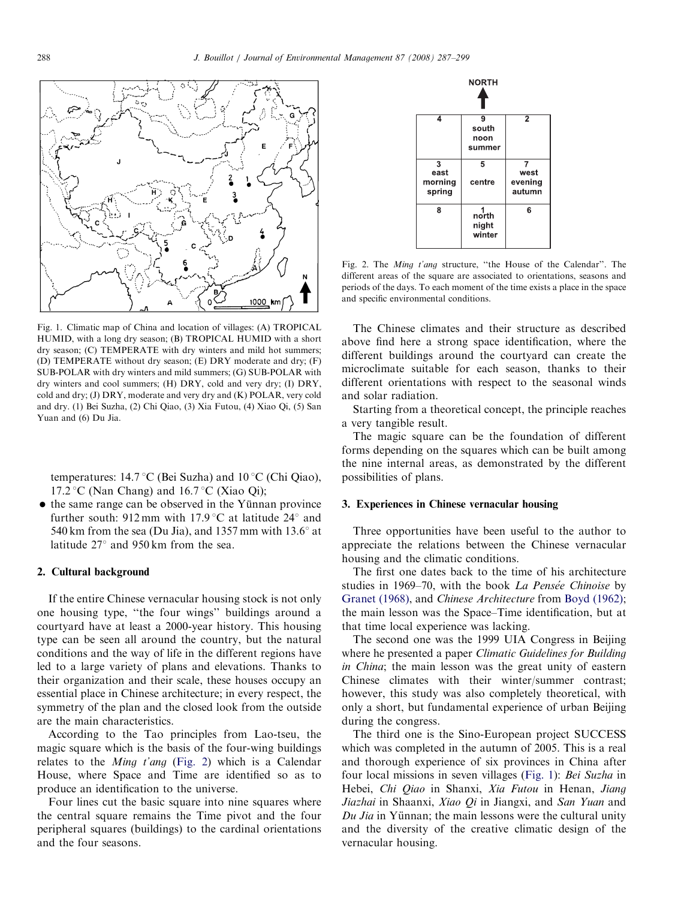Fig. 1. Climatic map of China and location of villages: (A) TROPICAL HUMID, with a long dry season; (B) TROPICAL HUMID with a short dry season; (C) TEMPERATE with dry winters and mild hot summers; (D) TEMPERATE without dry season; (E) DRY moderate and dry; (F) SUB-POLAR with dry winters and mild summers; (G) SUB-POLAR with dry winters and cool summers; (H) DRY, cold and very dry; (I) DRY, cold and dry; (J) DRY, moderate and very dry and (K) POLAR, very cold and dry. (1) Bei Suzha, (2) Chi Qiao, (3) Xia Futou, (4) Xiao Qi, (5) San Yuan and (6) Du Jia.

temperatures: 14.7 °C (Bei Suzha) and 10 °C (Chi Qiao), 17.2 °C (Nan Chang) and 16.7 °C (Xiao Qi);

- the same range can be observed in the Yünnan province further south: 912 mm with 17.9 °C at latitude 24° and 540 km from the sea (Du Jia), and 1357 mm with 13.6° at latitude 27° and 950 km from the sea.

## 2. Cultural background

If the entire Chinese vernacular housing stock is not only one housing type, "the four wings" buildings around a courtyard have at least a 2000-year history. This housing type can be seen all around the country, but the natural conditions and the way of life in the different regions have led to a large variety of plans and elevations. Thanks to their organization and their scale, these houses occupy an essential place in Chinese architecture; in every respect, the symmetry of the plan and the closed look from the outside are the main characteristics.

According to the Tao principles from Lao-tseu, the magic square which is the basis of the four-wing buildings relates to the *Ming t'ang* (Fig. 2) which is a Calendar House, where Space and Time are identified so as to produce an identification to the universe.

Four lines cut the basic square into nine squares where the central square remains the Time pivot and the four peripheral squares (buildings) to the cardinal orientations and the four seasons.

NORTH ↑

| | | |
|---|---|---|
| 4 | 9 south noon summer | 2 |
| 3 east morning spring | 5 centre | 7 west evening autumn |
| 8 | 1 north night winter | 6 |

Fig. 2. The *Ming t'ang* structure, "the House of the Calendar". The different areas of the square are associated to orientations, seasons and periods of the days. To each moment of the time exists a place in the space and specific environmental conditions.

The Chinese climates and their structure as described above find here a strong space identification, where the different buildings around the courtyard can create the microclimate suitable for each season, thanks to their different orientations with respect to the seasonal winds and solar radiation.

Starting from a theoretical concept, the principle reaches a very tangible result.

The magic square can be the foundation of different forms depending on the squares which can be built among the nine internal areas, as demonstrated by the different possibilities of plans.

## 3. Experiences in Chinese vernacular housing

Three opportunities have been useful to the author to appreciate the relations between the Chinese vernacular housing and the climatic conditions.

The first one dates back to the time of his architecture studies in 1969–70, with the book *La Pensée Chinoise* by Granet (1968), and *Chinese Architecture* from Boyd (1962); the main lesson was the Space–Time identification, but at that time local experience was lacking.

The second one was the 1999 UIA Congress in Beijing where he presented a paper *Climatic Guidelines for Building in China*; the main lesson was the great unity of eastern Chinese climates with their winter/summer contrast; however, this study was also completely theoretical, with only a short, but fundamental experience of urban Beijing during the congress.

The third one is the Sino-European project SUCCESS which was completed in the autumn of 2005. This is a real and thorough experience of six provinces in China after four local missions in seven villages (Fig. 1): *Bei Suzha* in Hebei, *Chi Qiao* in Shanxi, *Xia Futou* in Henan, *Jiang Jiazhai* in Shaanxi, *Xiao Qi* in Jiangxi, and *San Yuan* and *Du Jia* in Yünnan; the main lessons were the cultural unity and the diversity of the creative climatic design of the vernacular housing.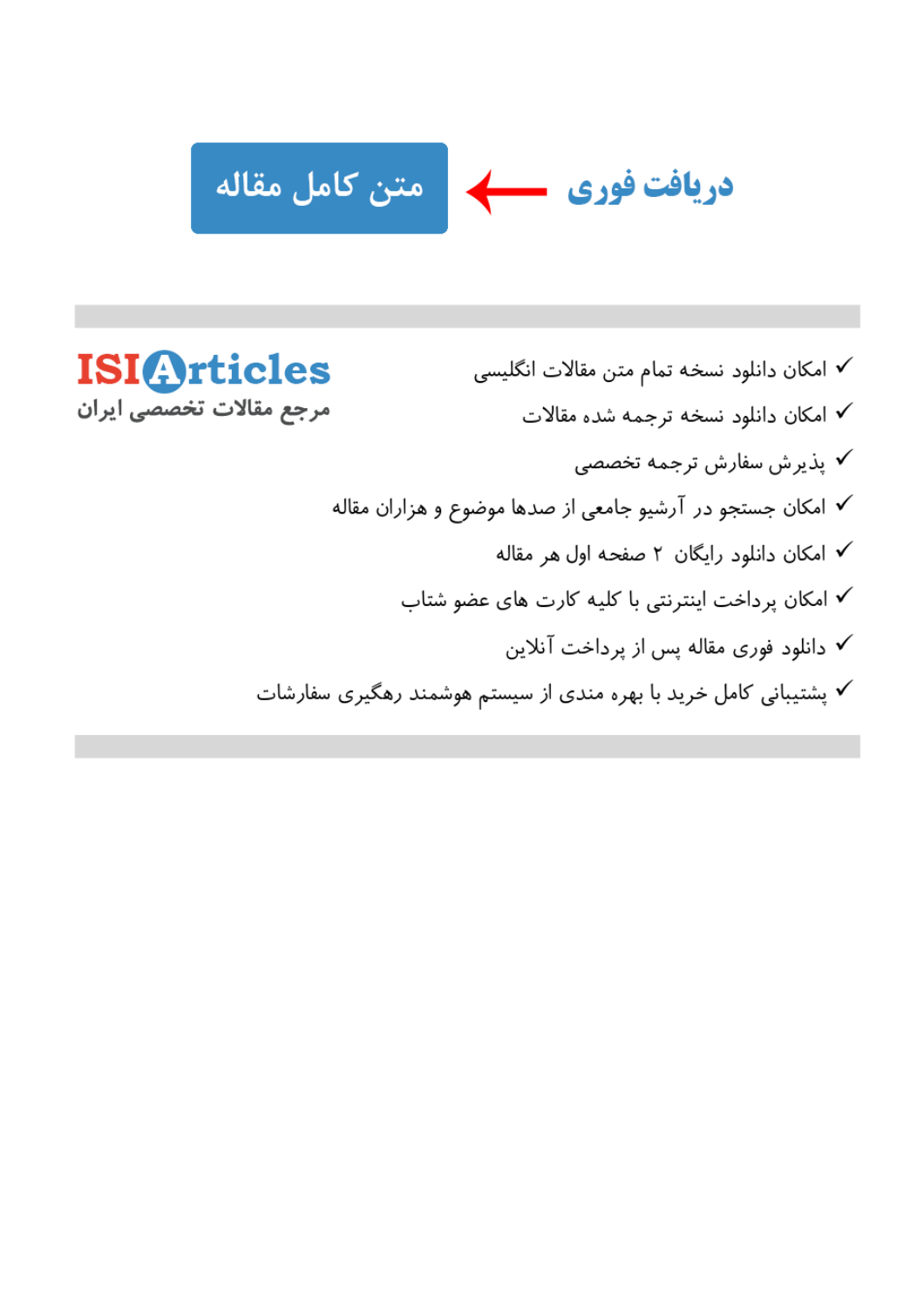دریافت فوری ← متن کامل مقاله

ISIArticles

مرجع مقالات تخصصی ایران

- ✓ امکان دانلود نسخه تمام متن مقالات انگلیسی
- ✓ امکان دانلود نسخه ترجمه شده مقالات
- ✓ پذیرش سفارش ترجمه تخصصی
- ✓ امکان جستجو در آرشیو جامعی از صدها موضوع و هزاران مقاله
- ✓ امکان دانلود رایگان ۲ صفحه اول هر مقاله
- ✓ امکان پرداخت اینترنتی با کلیه کارت های عضو شتاب
- ✓ دانلود فوری مقاله پس از پرداخت آنلاین
- ✓ پشتیبانی کامل خرید با بهره مندی از سیستم هوشمند رهگیری سفارشات